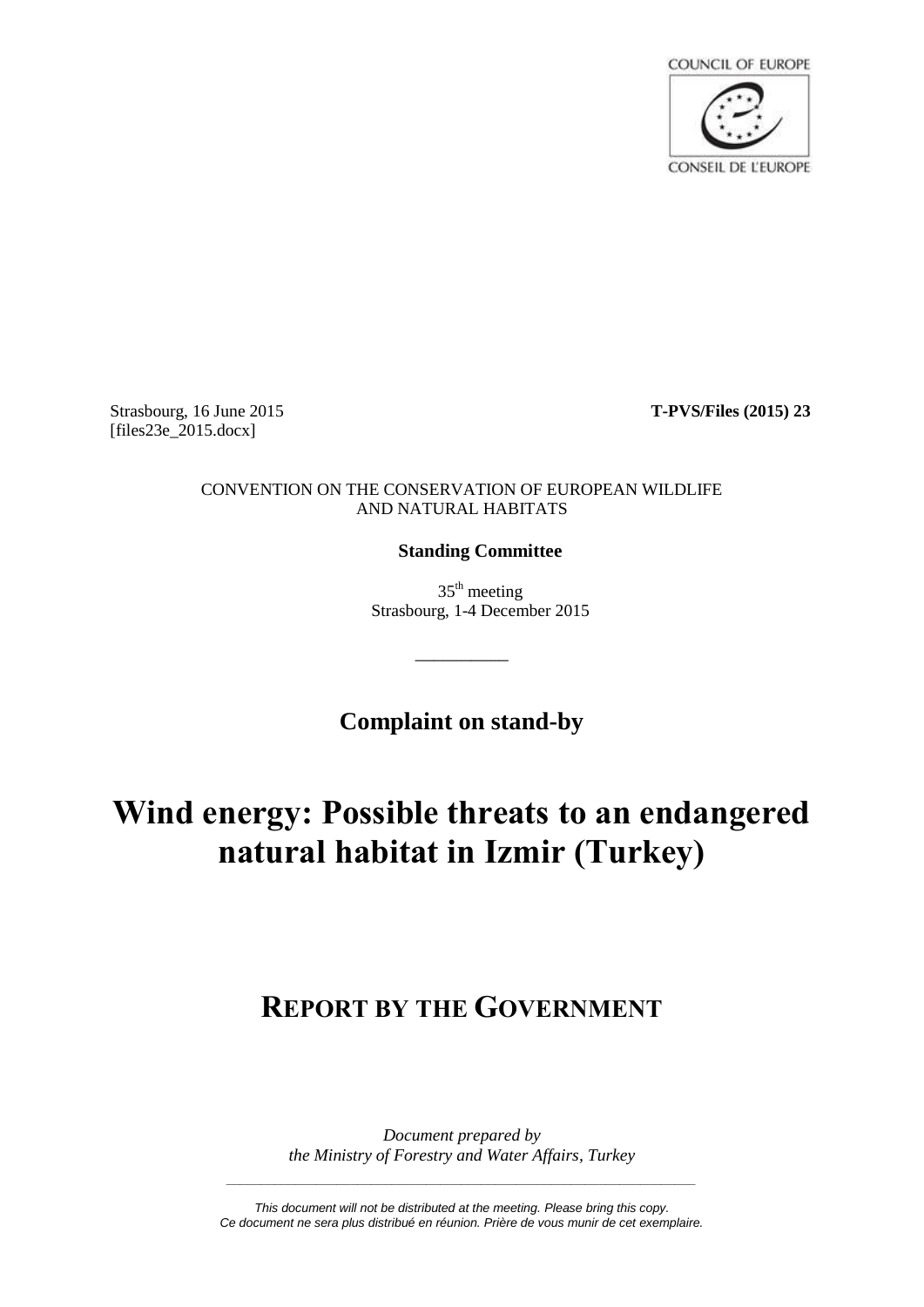COUNCIL OF EUROPE

CONSEIL DE L'EUROPE

Strasbourg, 16 June 2015
[files23e_2015.docx]

**T-PVS/Files (2015) 23**

CONVENTION ON THE CONSERVATION OF EUROPEAN WILDLIFE AND NATURAL HABITATS

**Standing Committee**

35[th] meeting
Strasbourg, 1-4 December 2015

__________

**Complaint on stand-by**

# Wind energy: Possible threats to an endangered natural habitat in Izmir (Turkey)

## REPORT BY THE GOVERNMENT

*Document prepared by*
*the Ministry of Forestry and Water Affairs, Turkey*

*This document will not be distributed at the meeting. Please bring this copy.*
*Ce document ne sera plus distribué en réunion. Prière de vous munir de cet exemplaire.*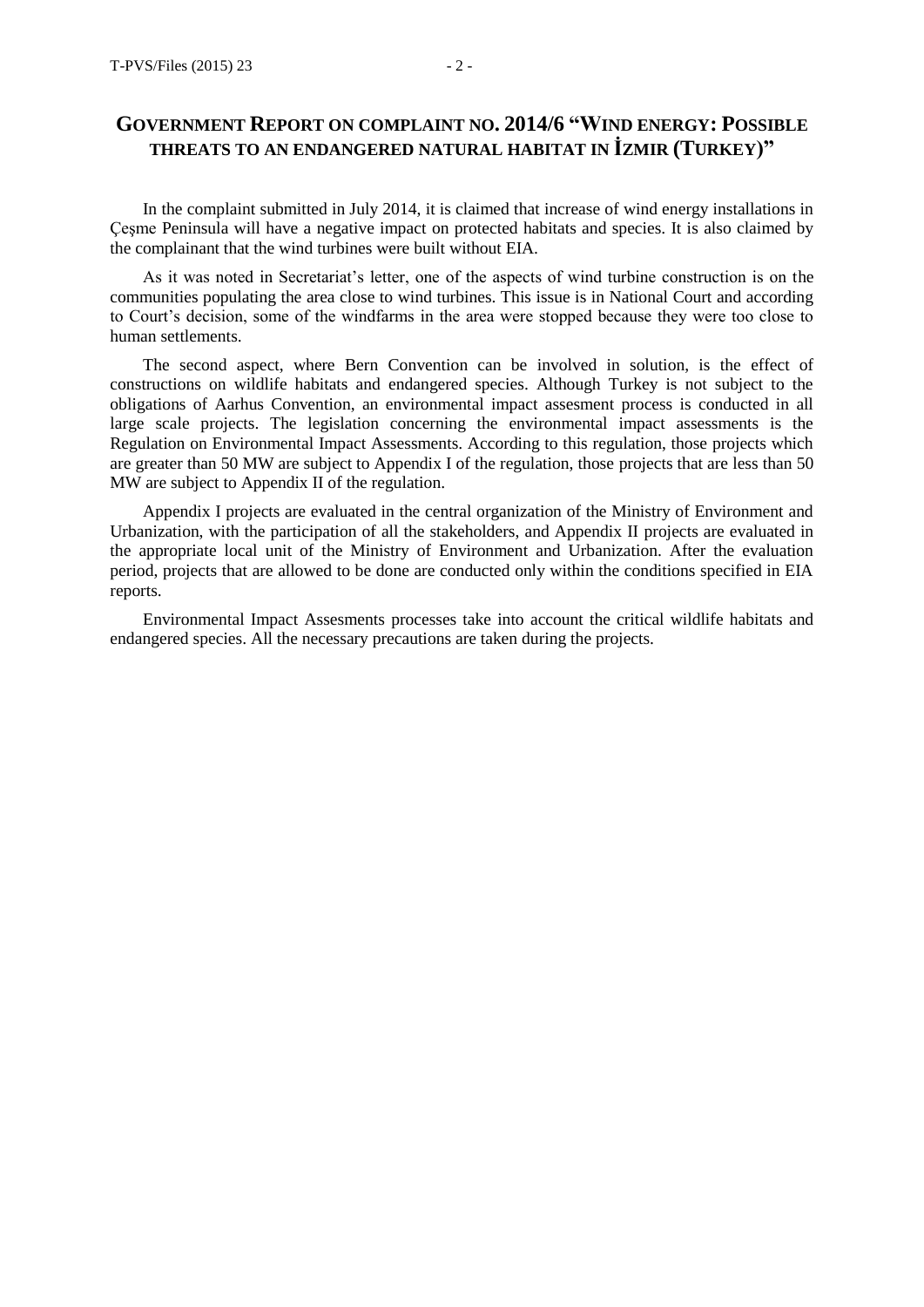## GOVERNMENT REPORT ON COMPLAINT NO. 2014/6 "WIND ENERGY: POSSIBLE THREATS TO AN ENDANGERED NATURAL HABITAT IN İZMIR (TURKEY)"

In the complaint submitted in July 2014, it is claimed that increase of wind energy installations in Çeşme Peninsula will have a negative impact on protected habitats and species. It is also claimed by the complainant that the wind turbines were built without EIA.

As it was noted in Secretariat's letter, one of the aspects of wind turbine construction is on the communities populating the area close to wind turbines. This issue is in National Court and according to Court's decision, some of the windfarms in the area were stopped because they were too close to human settlements.

The second aspect, where Bern Convention can be involved in solution, is the effect of constructions on wildlife habitats and endangered species. Although Turkey is not subject to the obligations of Aarhus Convention, an environmental impact assesment process is conducted in all large scale projects. The legislation concerning the environmental impact assessments is the Regulation on Environmental Impact Assessments. According to this regulation, those projects which are greater than 50 MW are subject to Appendix I of the regulation, those projects that are less than 50 MW are subject to Appendix II of the regulation.

Appendix I projects are evaluated in the central organization of the Ministry of Environment and Urbanization, with the participation of all the stakeholders, and Appendix II projects are evaluated in the appropriate local unit of the Ministry of Environment and Urbanization. After the evaluation period, projects that are allowed to be done are conducted only within the conditions specified in EIA reports.

Environmental Impact Assesments processes take into account the critical wildlife habitats and endangered species. All the necessary precautions are taken during the projects.